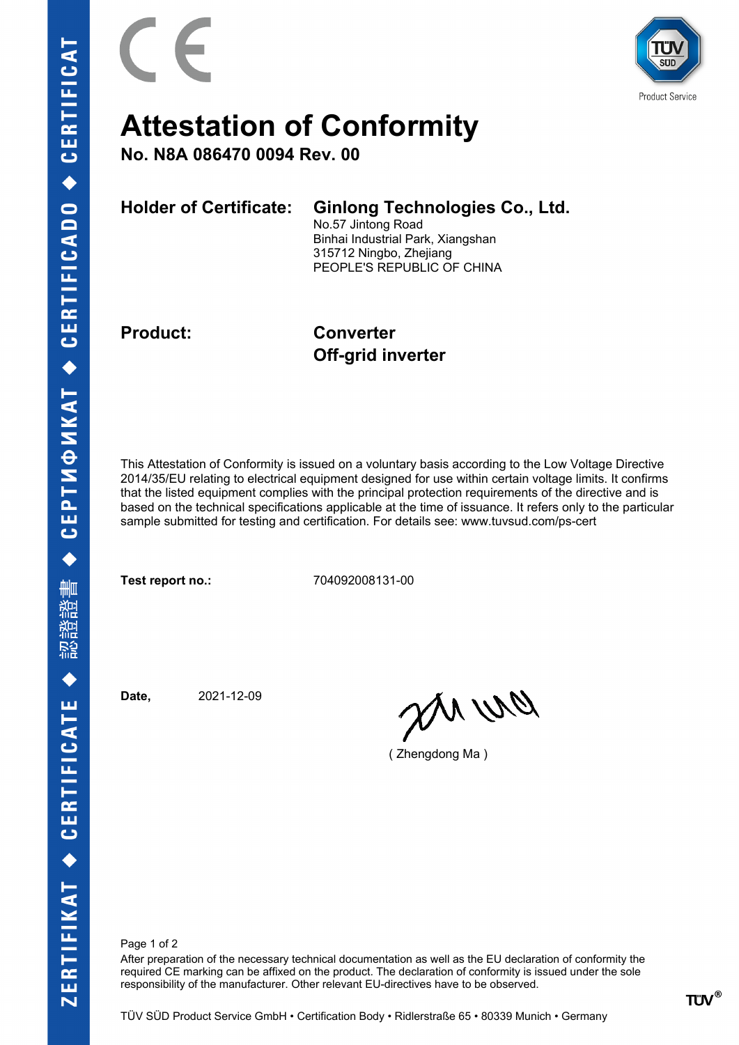# Attestation of Conformity

**No. N8A 086470 0094 Rev. 00**

**Holder of Certificate:** **Ginlong Technologies Co., Ltd.**
No.57 Jintong Road
Binhai Industrial Park, Xiangshan
315712 Ningbo, Zhejiang
PEOPLE'S REPUBLIC OF CHINA

**Product:** **Converter**
**Off-grid inverter**

This Attestation of Conformity is issued on a voluntary basis according to the Low Voltage Directive 2014/35/EU relating to electrical equipment designed for use within certain voltage limits. It confirms that the listed equipment complies with the principal protection requirements of the directive and is based on the technical specifications applicable at the time of issuance. It refers only to the particular sample submitted for testing and certification. For details see: www.tuvsud.com/ps-cert

**Test report no.:** 704092008131-00

**Date,** 2021-12-09

( Zhengdong Ma )

After preparation of the necessary technical documentation as well as the EU declaration of conformity the required CE marking can be affixed on the product. The declaration of conformity is issued under the sole responsibility of the manufacturer. Other relevant EU-directives have to be observed.

TÜV SÜD Product Service GmbH • Certification Body • Ridlerstraße 65 • 80339 Munich • Germany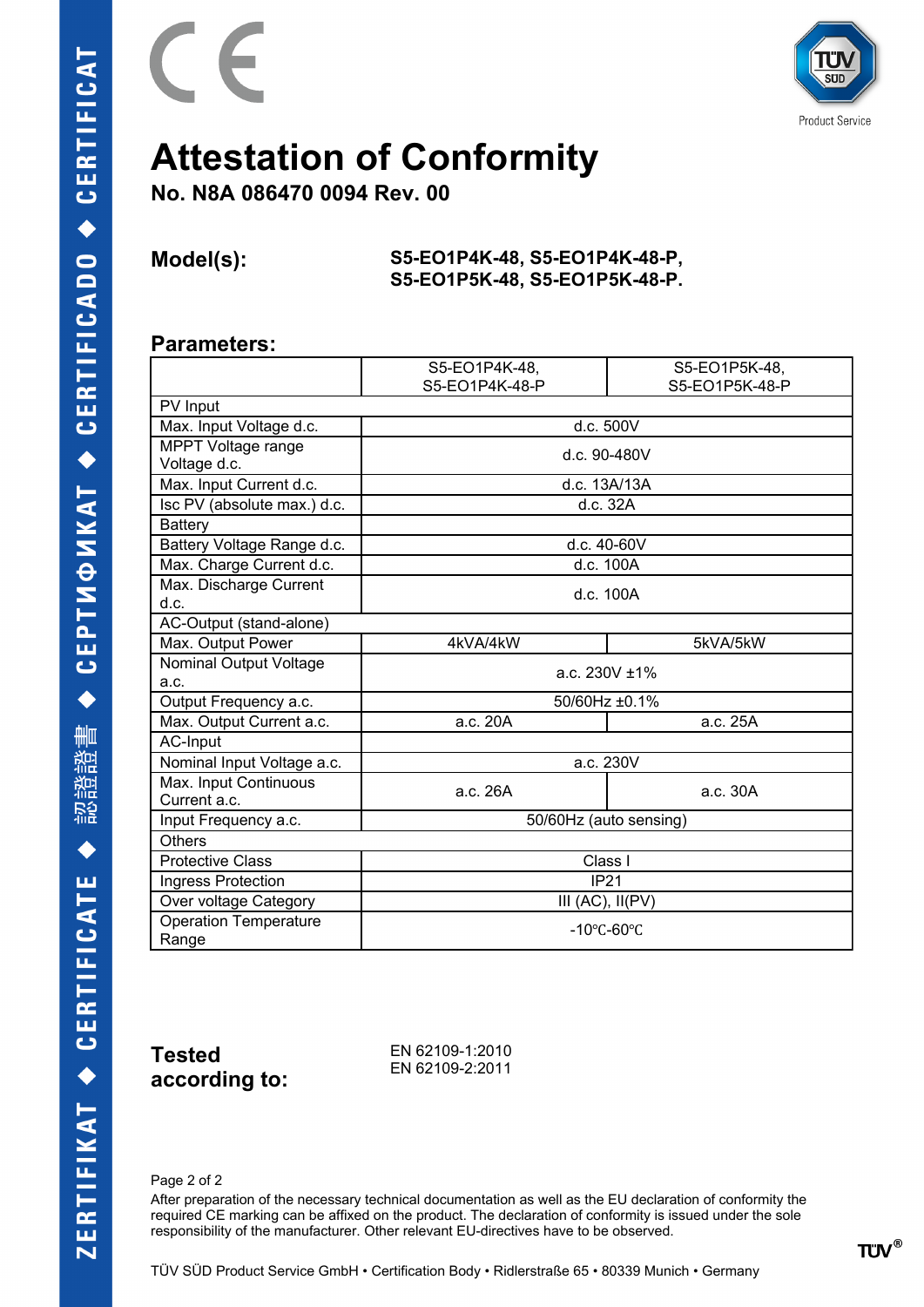# Attestation of Conformity

**No. N8A 086470 0094 Rev. 00**

**Model(s):** **S5-EO1P4K-48, S5-EO1P4K-48-P, S5-EO1P5K-48, S5-EO1P5K-48-P.**

## Parameters:

| | S5-EO1P4K-48, S5-EO1P4K-48-P | S5-EO1P5K-48, S5-EO1P5K-48-P |
|---|---|---|
| PV Input | | |
| Max. Input Voltage d.c. | d.c. 500V | |
| MPPT Voltage range Voltage d.c. | d.c. 90-480V | |
| Max. Input Current d.c. | d.c. 13A/13A | |
| Isc PV (absolute max.) d.c. | d.c. 32A | |
| Battery | | |
| Battery Voltage Range d.c. | d.c. 40-60V | |
| Max. Charge Current d.c. | d.c. 100A | |
| Max. Discharge Current d.c. | d.c. 100A | |
| AC-Output (stand-alone) | | |
| Max. Output Power | 4kVA/4kW | 5kVA/5kW |
| Nominal Output Voltage a.c. | a.c. 230V ±1% | |
| Output Frequency a.c. | 50/60Hz ±0.1% | |
| Max. Output Current a.c. | a.c. 20A | a.c. 25A |
| AC-Input | | |
| Nominal Input Voltage a.c. | a.c. 230V | |
| Max. Input Continuous Current a.c. | a.c. 26A | a.c. 30A |
| Input Frequency a.c. | 50/60Hz (auto sensing) | |
| Others | | |
| Protective Class | Class I | |
| Ingress Protection | IP21 | |
| Over voltage Category | III (AC), II(PV) | |
| Operation Temperature Range | -10℃-60℃ | |

**Tested according to:**

EN 62109-1:2010
EN 62109-2:2011

After preparation of the necessary technical documentation as well as the EU declaration of conformity the required CE marking can be affixed on the product. The declaration of conformity is issued under the sole responsibility of the manufacturer. Other relevant EU-directives have to be observed.

TÜV SÜD Product Service GmbH • Certification Body • Ridlerstraße 65 • 80339 Munich • Germany